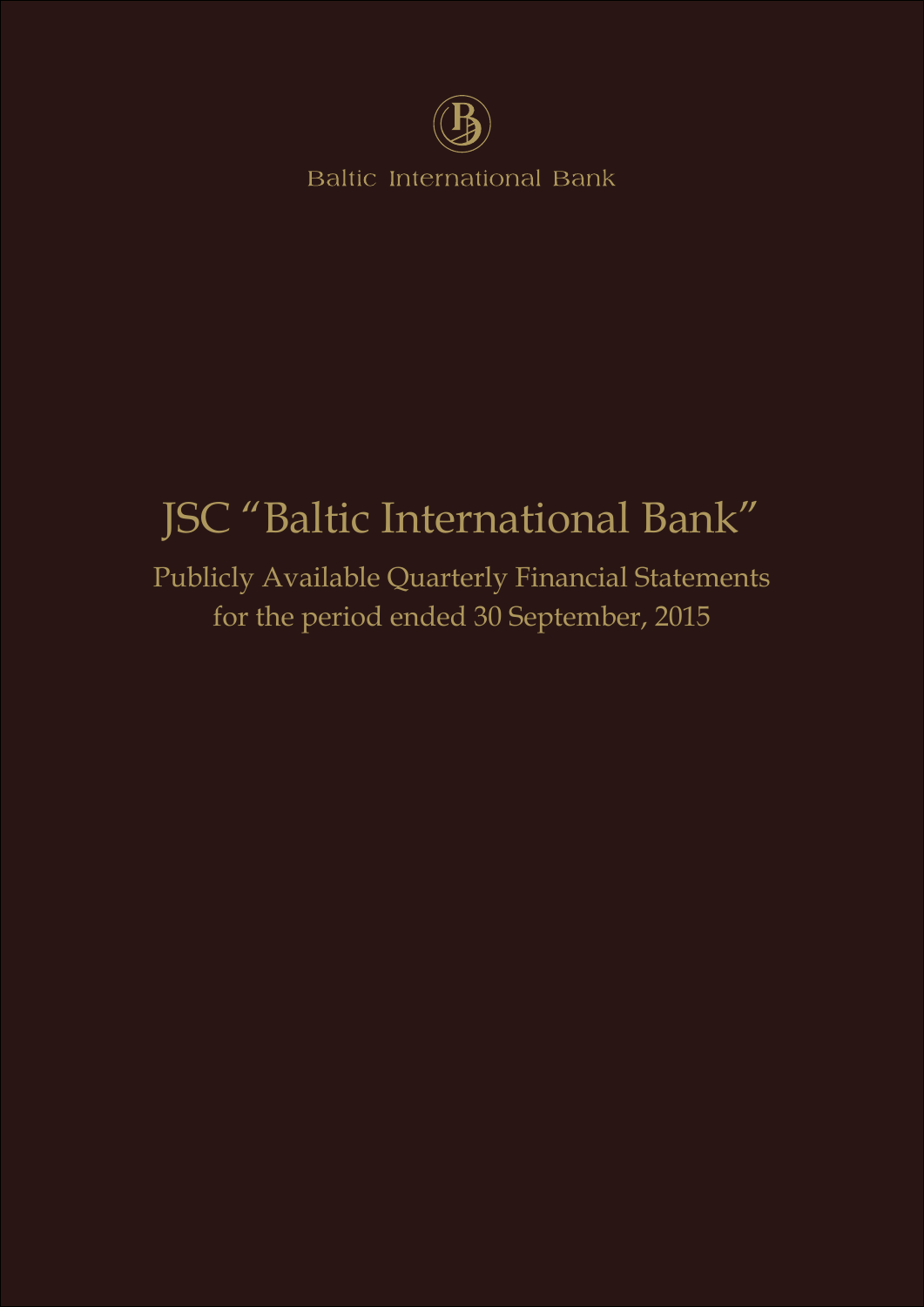Baltic International Bank

# JSC "Baltic International Bank"

Publicly Available Quarterly Financial Statements
for the period ended 30 September, 2015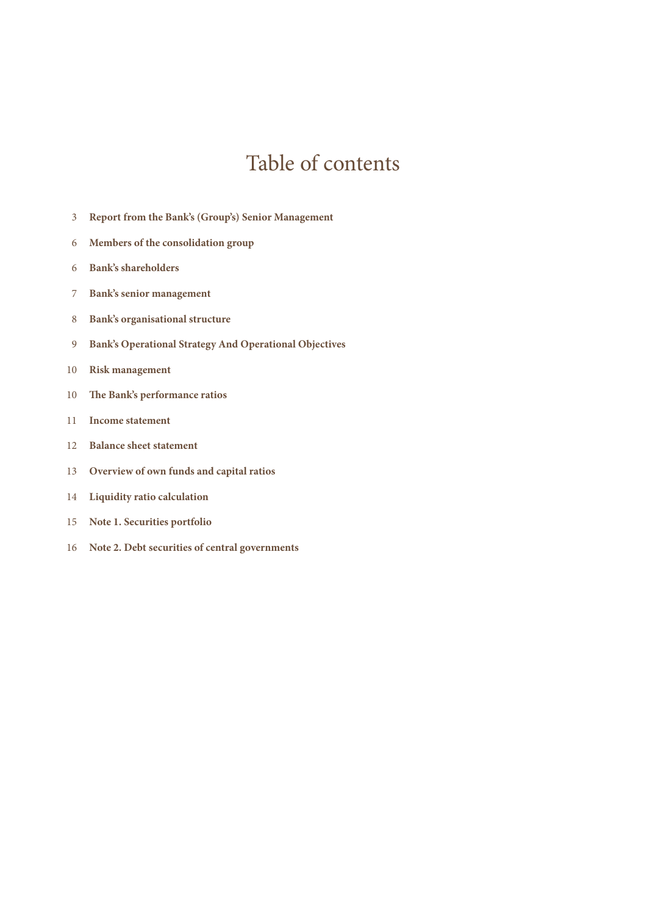# Table of contents

3 **Report from the Bank's (Group's) Senior Management**

6 **Members of the consolidation group**

6 **Bank's shareholders**

7 **Bank's senior management**

8 **Bank's organisational structure**

9 **Bank's Operational Strategy And Operational Objectives**

10 **Risk management**

10 **The Bank's performance ratios**

11 **Income statement**

12 **Balance sheet statement**

13 **Overview of own funds and capital ratios**

14 **Liquidity ratio calculation**

15 **Note 1. Securities portfolio**

16 **Note 2. Debt securities of central governments**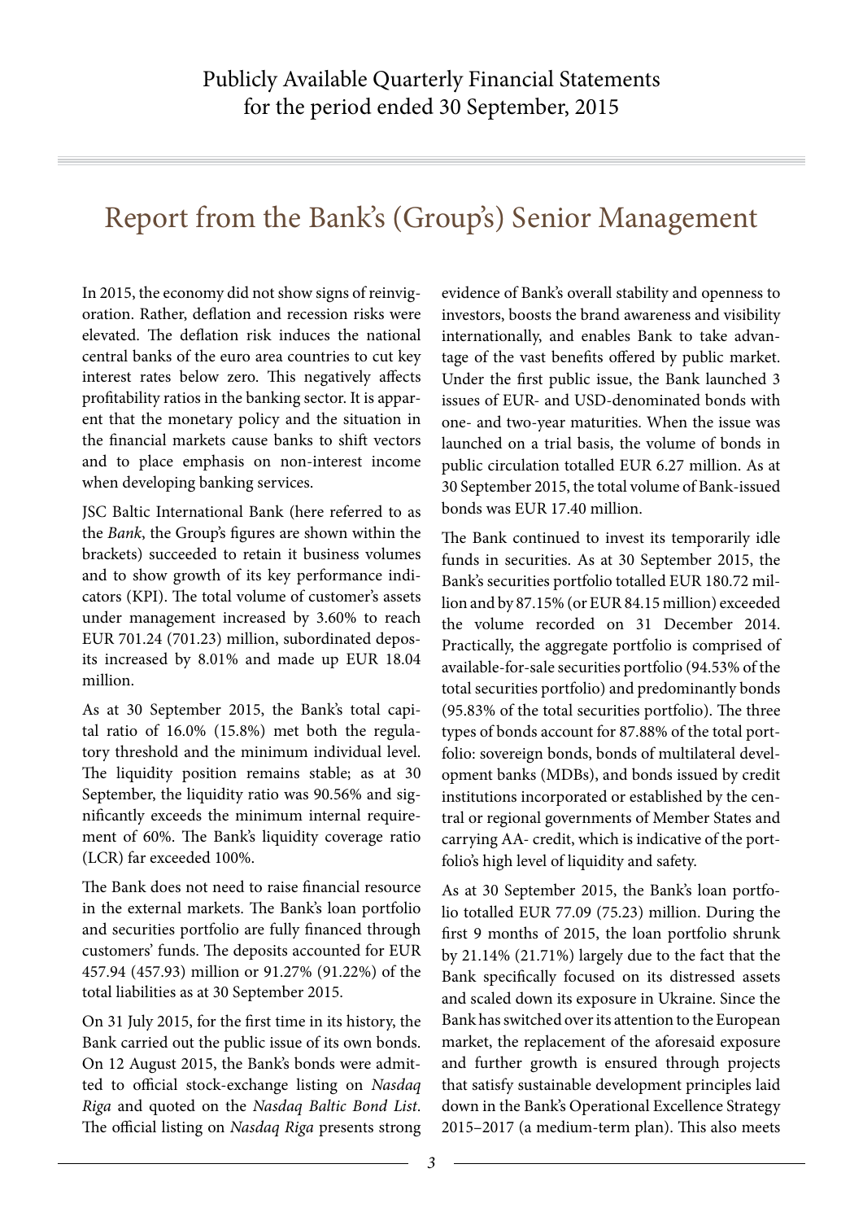Publicly Available Quarterly Financial Statements
for the period ended 30 September, 2015

# Report from the Bank's (Group's) Senior Management

In 2015, the economy did not show signs of reinvigoration. Rather, deflation and recession risks were elevated. The deflation risk induces the national central banks of the euro area countries to cut key interest rates below zero. This negatively affects profitability ratios in the banking sector. It is apparent that the monetary policy and the situation in the financial markets cause banks to shift vectors and to place emphasis on non-interest income when developing banking services.

JSC Baltic International Bank (here referred to as the *Bank*, the Group's figures are shown within the brackets) succeeded to retain it business volumes and to show growth of its key performance indicators (KPI). The total volume of customer's assets under management increased by 3.60% to reach EUR 701.24 (701.23) million, subordinated deposits increased by 8.01% and made up EUR 18.04 million.

As at 30 September 2015, the Bank's total capital ratio of 16.0% (15.8%) met both the regulatory threshold and the minimum individual level. The liquidity position remains stable; as at 30 September, the liquidity ratio was 90.56% and significantly exceeds the minimum internal requirement of 60%. The Bank's liquidity coverage ratio (LCR) far exceeded 100%.

The Bank does not need to raise financial resource in the external markets. The Bank's loan portfolio and securities portfolio are fully financed through customers' funds. The deposits accounted for EUR 457.94 (457.93) million or 91.27% (91.22%) of the total liabilities as at 30 September 2015.

On 31 July 2015, for the first time in its history, the Bank carried out the public issue of its own bonds. On 12 August 2015, the Bank's bonds were admitted to official stock-exchange listing on *Nasdaq Riga* and quoted on the *Nasdaq Baltic Bond List*. The official listing on *Nasdaq Riga* presents strong evidence of Bank's overall stability and openness to investors, boosts the brand awareness and visibility internationally, and enables Bank to take advantage of the vast benefits offered by public market. Under the first public issue, the Bank launched 3 issues of EUR- and USD-denominated bonds with one- and two-year maturities. When the issue was launched on a trial basis, the volume of bonds in public circulation totalled EUR 6.27 million. As at 30 September 2015, the total volume of Bank-issued bonds was EUR 17.40 million.

The Bank continued to invest its temporarily idle funds in securities. As at 30 September 2015, the Bank's securities portfolio totalled EUR 180.72 million and by 87.15% (or EUR 84.15 million) exceeded the volume recorded on 31 December 2014. Practically, the aggregate portfolio is comprised of available-for-sale securities portfolio (94.53% of the total securities portfolio) and predominantly bonds (95.83% of the total securities portfolio). The three types of bonds account for 87.88% of the total portfolio: sovereign bonds, bonds of multilateral development banks (MDBs), and bonds issued by credit institutions incorporated or established by the central or regional governments of Member States and carrying AA- credit, which is indicative of the portfolio's high level of liquidity and safety.

As at 30 September 2015, the Bank's loan portfolio totalled EUR 77.09 (75.23) million. During the first 9 months of 2015, the loan portfolio shrunk by 21.14% (21.71%) largely due to the fact that the Bank specifically focused on its distressed assets and scaled down its exposure in Ukraine. Since the Bank has switched over its attention to the European market, the replacement of the aforesaid exposure and further growth is ensured through projects that satisfy sustainable development principles laid down in the Bank's Operational Excellence Strategy 2015–2017 (a medium-term plan). This also meets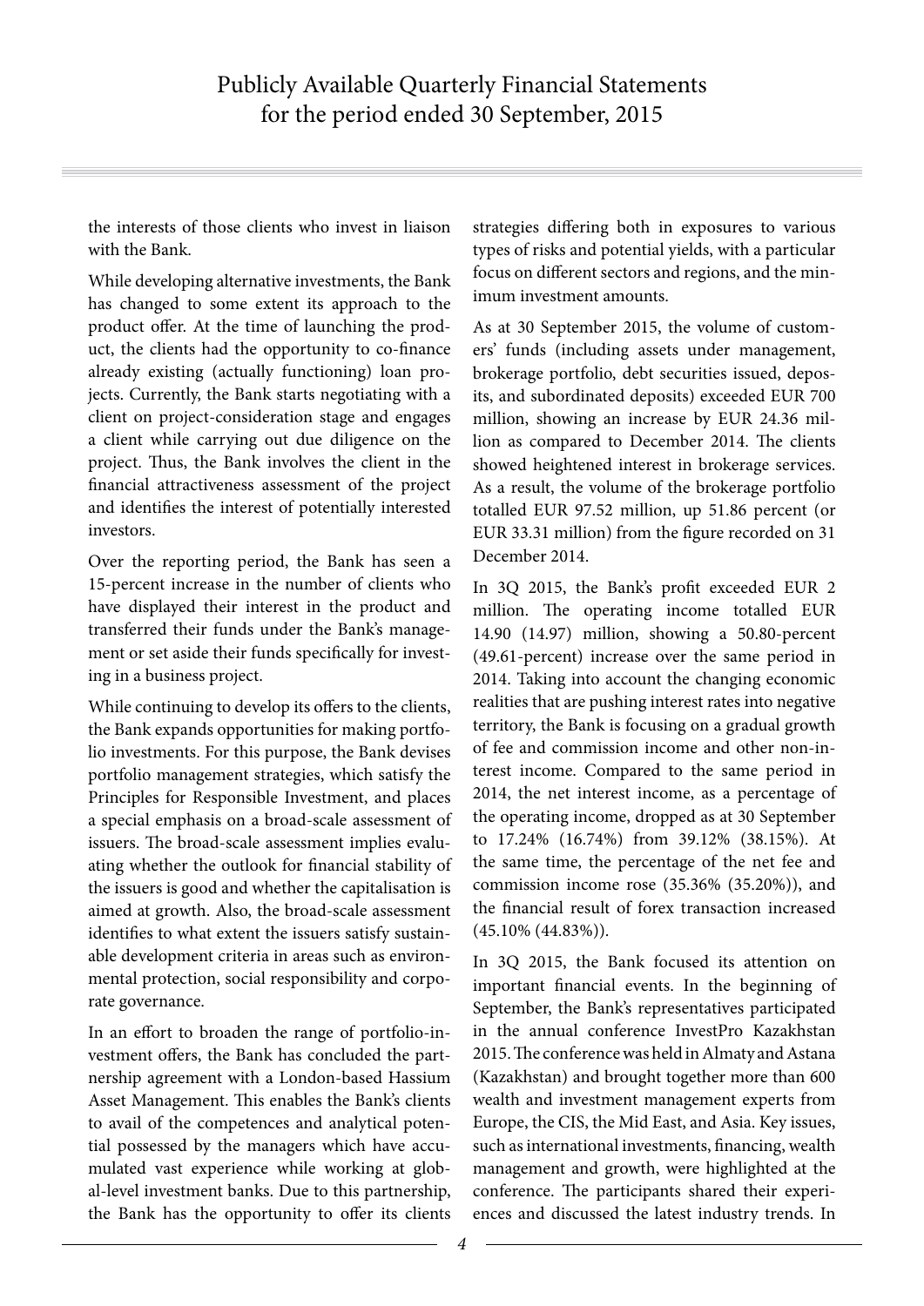the interests of those clients who invest in liaison with the Bank.

While developing alternative investments, the Bank has changed to some extent its approach to the product offer. At the time of launching the product, the clients had the opportunity to co-finance already existing (actually functioning) loan projects. Currently, the Bank starts negotiating with a client on project-consideration stage and engages a client while carrying out due diligence on the project. Thus, the Bank involves the client in the financial attractiveness assessment of the project and identifies the interest of potentially interested investors.

Over the reporting period, the Bank has seen a 15-percent increase in the number of clients who have displayed their interest in the product and transferred their funds under the Bank's management or set aside their funds specifically for investing in a business project.

While continuing to develop its offers to the clients, the Bank expands opportunities for making portfolio investments. For this purpose, the Bank devises portfolio management strategies, which satisfy the Principles for Responsible Investment, and places a special emphasis on a broad-scale assessment of issuers. The broad-scale assessment implies evaluating whether the outlook for financial stability of the issuers is good and whether the capitalisation is aimed at growth. Also, the broad-scale assessment identifies to what extent the issuers satisfy sustainable development criteria in areas such as environmental protection, social responsibility and corporate governance.

In an effort to broaden the range of portfolio-investment offers, the Bank has concluded the partnership agreement with a London-based Hassium Asset Management. This enables the Bank's clients to avail of the competences and analytical potential possessed by the managers which have accumulated vast experience while working at global-level investment banks. Due to this partnership, the Bank has the opportunity to offer its clients strategies differing both in exposures to various types of risks and potential yields, with a particular focus on different sectors and regions, and the minimum investment amounts.

As at 30 September 2015, the volume of customers' funds (including assets under management, brokerage portfolio, debt securities issued, deposits, and subordinated deposits) exceeded EUR 700 million, showing an increase by EUR 24.36 million as compared to December 2014. The clients showed heightened interest in brokerage services. As a result, the volume of the brokerage portfolio totalled EUR 97.52 million, up 51.86 percent (or EUR 33.31 million) from the figure recorded on 31 December 2014.

In 3Q 2015, the Bank's profit exceeded EUR 2 million. The operating income totalled EUR 14.90 (14.97) million, showing a 50.80-percent (49.61-percent) increase over the same period in 2014. Taking into account the changing economic realities that are pushing interest rates into negative territory, the Bank is focusing on a gradual growth of fee and commission income and other non-interest income. Compared to the same period in 2014, the net interest income, as a percentage of the operating income, dropped as at 30 September to 17.24% (16.74%) from 39.12% (38.15%). At the same time, the percentage of the net fee and commission income rose (35.36% (35.20%)), and the financial result of forex transaction increased (45.10% (44.83%)).

In 3Q 2015, the Bank focused its attention on important financial events. In the beginning of September, the Bank's representatives participated in the annual conference InvestPro Kazakhstan 2015. The conference was held in Almaty and Astana (Kazakhstan) and brought together more than 600 wealth and investment management experts from Europe, the CIS, the Mid East, and Asia. Key issues, such as international investments, financing, wealth management and growth, were highlighted at the conference. The participants shared their experiences and discussed the latest industry trends. In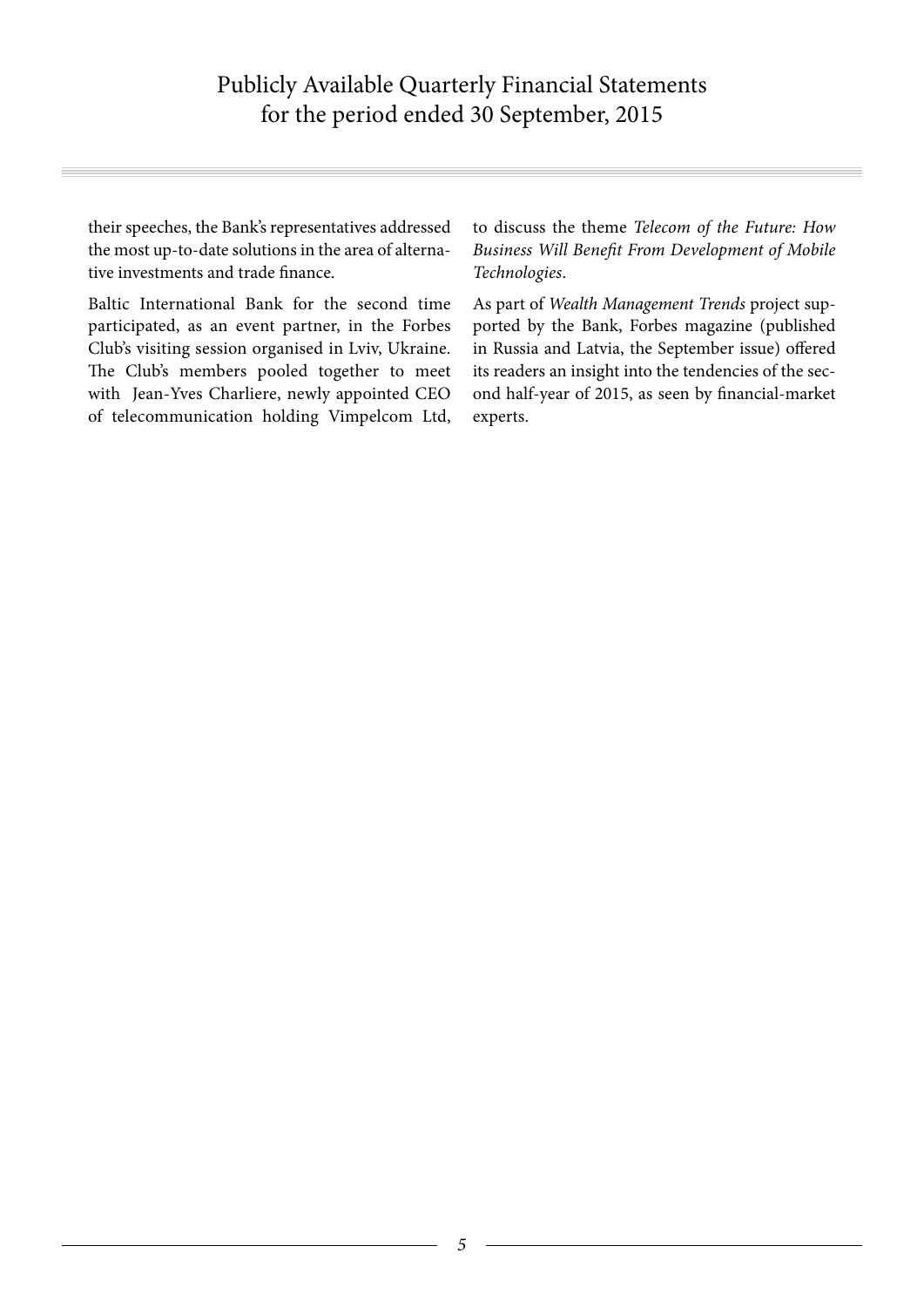their speeches, the Bank's representatives addressed the most up-to-date solutions in the area of alternative investments and trade finance.

Baltic International Bank for the second time participated, as an event partner, in the Forbes Club's visiting session organised in Lviv, Ukraine. The Club's members pooled together to meet with Jean-Yves Charliere, newly appointed CEO of telecommunication holding Vimpelcom Ltd, to discuss the theme *Telecom of the Future: How Business Will Benefit From Development of Mobile Technologies*.

As part of *Wealth Management Trends* project supported by the Bank, Forbes magazine (published in Russia and Latvia, the September issue) offered its readers an insight into the tendencies of the second half-year of 2015, as seen by financial-market experts.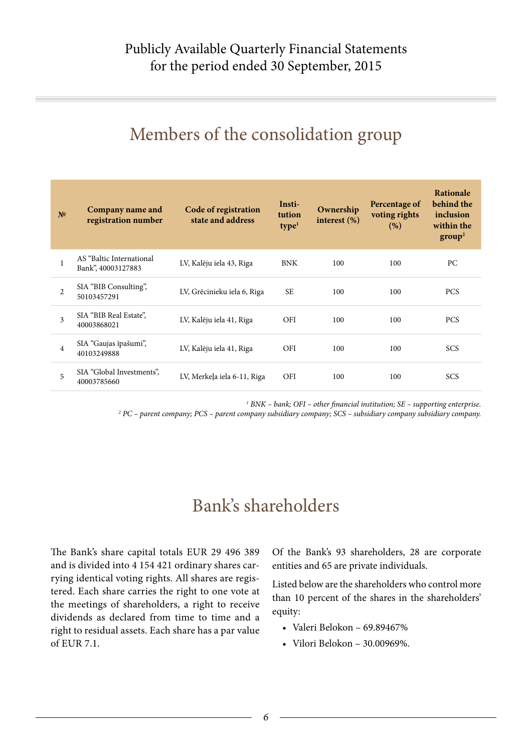Publicly Available Quarterly Financial Statements
for the period ended 30 September, 2015

## Members of the consolidation group

| № | Company name and registration number | Code of registration state and address | Institution type[1] | Ownership interest (%) | Percentage of voting rights (%) | Rationale behind the inclusion within the group[2] |
|---|---|---|---|---|---|---|
| 1 | AS "Baltic International Bank", 40003127883 | LV, Kalēju iela 43, Riga | BNK | 100 | 100 | PC |
| 2 | SIA "BIB Consulting", 50103457291 | LV, Grēcinieku iela 6, Riga | SE | 100 | 100 | PCS |
| 3 | SIA "BIB Real Estate", 40003868021 | LV, Kalēju iela 41, Riga | OFI | 100 | 100 | PCS |
| 4 | SIA "Gaujas īpašumi", 40103249888 | LV, Kalēju iela 41, Riga | OFI | 100 | 100 | SCS |
| 5 | SIA "Global Investments", 40003785660 | LV, Merkeļa iela 6-11, Riga | OFI | 100 | 100 | SCS |

*[1] BNK – bank; OFI – other financial institution; SE – supporting enterprise.*
*[2] PC – parent company; PCS – parent company subsidiary company; SCS – subsidiary company subsidiary company.*

## Bank's shareholders

The Bank's share capital totals EUR 29 496 389 and is divided into 4 154 421 ordinary shares carrying identical voting rights. All shares are registered. Each share carries the right to one vote at the meetings of shareholders, a right to receive dividends as declared from time to time and a right to residual assets. Each share has a par value of EUR 7.1.

Of the Bank's 93 shareholders, 28 are corporate entities and 65 are private individuals.

Listed below are the shareholders who control more than 10 percent of the shares in the shareholders' equity:

- Valeri Belokon – 69.89467%
- Vilori Belokon – 30.00969%.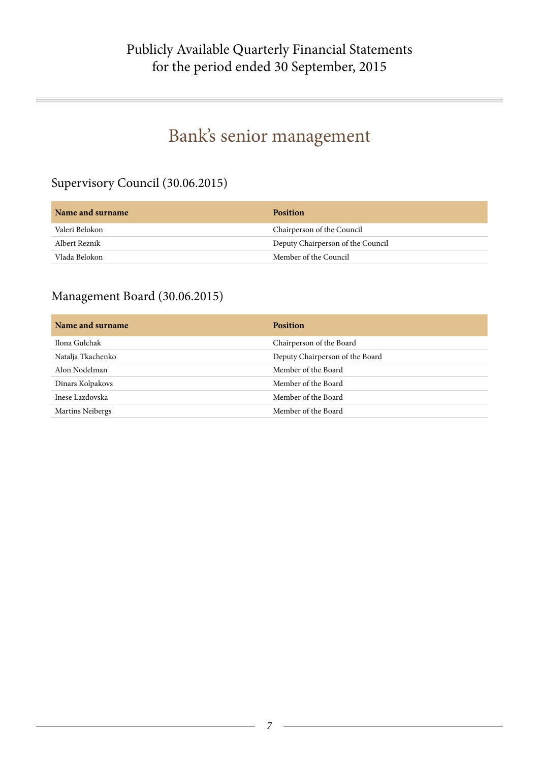# Bank's senior management

## Supervisory Council (30.06.2015)

| Name and surname | Position |
|---|---|
| Valeri Belokon | Chairperson of the Council |
| Albert Reznik | Deputy Chairperson of the Council |
| Vlada Belokon | Member of the Council |

## Management Board (30.06.2015)

| Name and surname | Position |
|---|---|
| Ilona Gulchak | Chairperson of the Board |
| Natalja Tkachenko | Deputy Chairperson of the Board |
| Alon Nodelman | Member of the Board |
| Dinars Kolpakovs | Member of the Board |
| Inese Lazdovska | Member of the Board |
| Martins Neibergs | Member of the Board |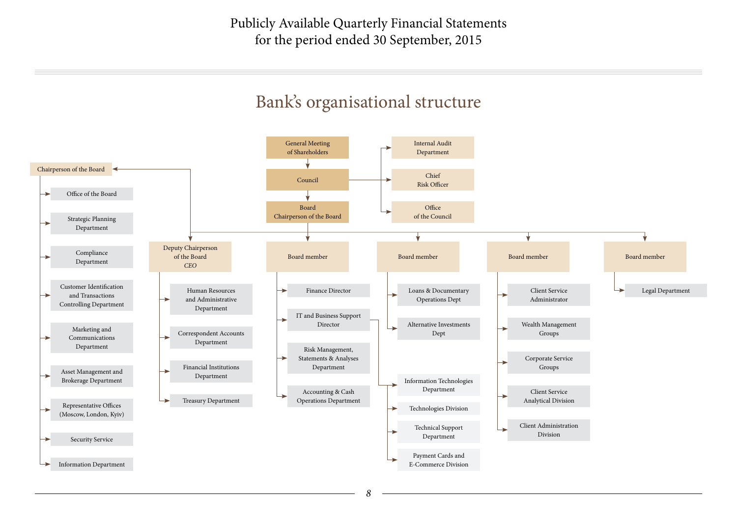# Bank's organisational structure

General Meeting of Shareholders

Council

- Internal Audit Department
- Chief Risk Officer
- Office of the Council

Board Chairperson of the Board

**Chairperson of the Board**
- Office of the Board
- Strategic Planning Department
- Compliance Department
- Customer Identification and Transactions Controlling Department
- Marketing and Communications Department
- Asset Management and Brokerage Department
- Representative Offices (Moscow, London, Kyiv)
- Security Service
- Information Department

**Deputy Chairperson of the Board *CEO***
- Human Resources and Administrative Department
- Correspondent Accounts Department
- Financial Institutions Department
- Treasury Department

**Board member**
- Finance Director
- IT and Business Support Director
  - Information Technologies Department
  - Technologies Division
  - Technical Support Department
  - Payment Cards and E-Commerce Division
- Risk Management, Statements & Analyses Department
- Accounting & Cash Operations Department

**Board member**
- Loans & Documentary Operations Dept
- Alternative Investments Dept

**Board member**
- Client Service Administrator
- Wealth Management Groups
- Corporate Service Groups
- Client Service Analytical Division
- Client Administration Division

**Board member**
- Legal Department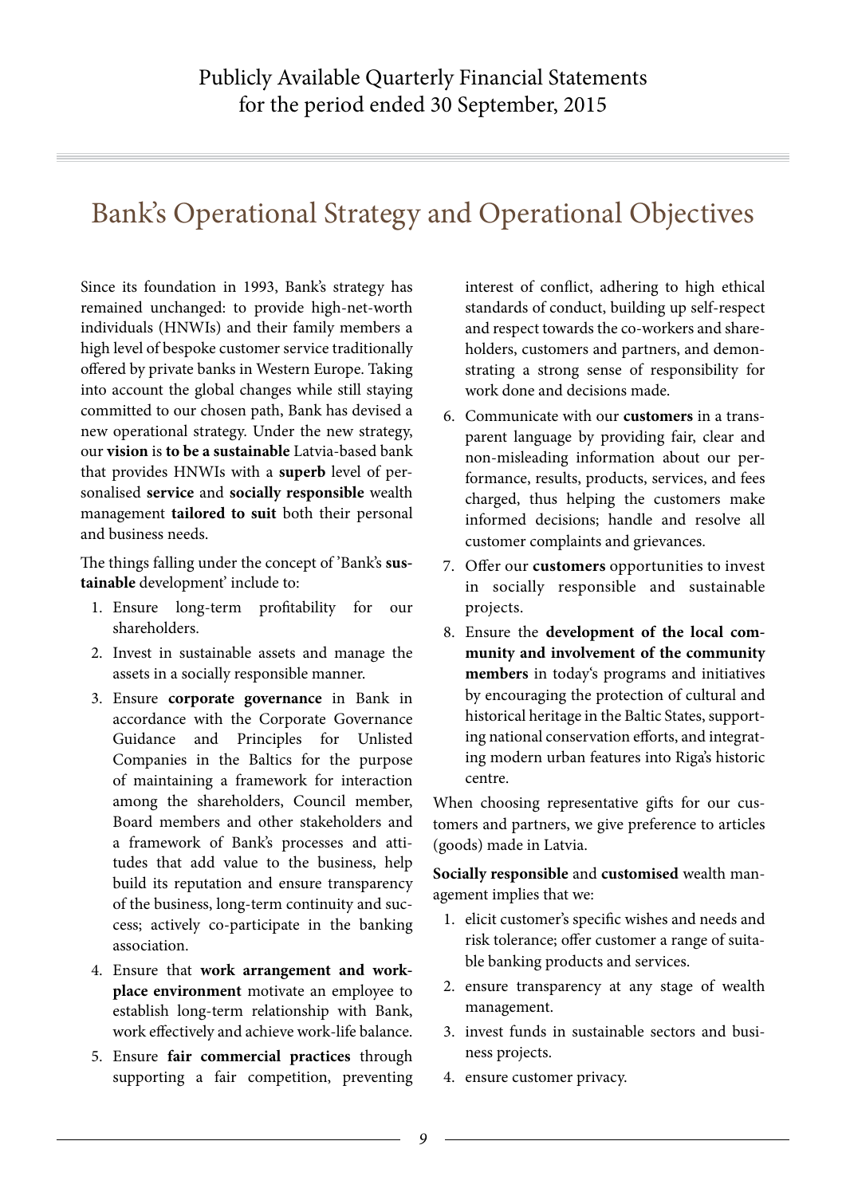# Bank's Operational Strategy and Operational Objectives

Since its foundation in 1993, Bank's strategy has remained unchanged: to provide high-net-worth individuals (HNWIs) and their family members a high level of bespoke customer service traditionally offered by private banks in Western Europe. Taking into account the global changes while still staying committed to our chosen path, Bank has devised a new operational strategy. Under the new strategy, our **vision** is **to be a sustainable** Latvia-based bank that provides HNWIs with a **superb** level of personalised **service** and **socially responsible** wealth management **tailored to suit** both their personal and business needs.

The things falling under the concept of 'Bank's **sustainable** development' include to:

1. Ensure long-term profitability for our shareholders.
2. Invest in sustainable assets and manage the assets in a socially responsible manner.
3. Ensure **corporate governance** in Bank in accordance with the Corporate Governance Guidance and Principles for Unlisted Companies in the Baltics for the purpose of maintaining a framework for interaction among the shareholders, Council member, Board members and other stakeholders and a framework of Bank's processes and attitudes that add value to the business, help build its reputation and ensure transparency of the business, long-term continuity and success; actively co-participate in the banking association.
4. Ensure that **work arrangement and workplace environment** motivate an employee to establish long-term relationship with Bank, work effectively and achieve work-life balance.
5. Ensure **fair commercial practices** through supporting a fair competition, preventing interest of conflict, adhering to high ethical standards of conduct, building up self-respect and respect towards the co-workers and shareholders, customers and partners, and demonstrating a strong sense of responsibility for work done and decisions made.
6. Communicate with our **customers** in a transparent language by providing fair, clear and non-misleading information about our performance, results, products, services, and fees charged, thus helping the customers make informed decisions; handle and resolve all customer complaints and grievances.
7. Offer our **customers** opportunities to invest in socially responsible and sustainable projects.
8. Ensure the **development of the local community and involvement of the community members** in today's programs and initiatives by encouraging the protection of cultural and historical heritage in the Baltic States, supporting national conservation efforts, and integrating modern urban features into Riga's historic centre.

When choosing representative gifts for our customers and partners, we give preference to articles (goods) made in Latvia.

**Socially responsible** and **customised** wealth management implies that we:

1. elicit customer's specific wishes and needs and risk tolerance; offer customer a range of suitable banking products and services.
2. ensure transparency at any stage of wealth management.
3. invest funds in sustainable sectors and business projects.
4. ensure customer privacy.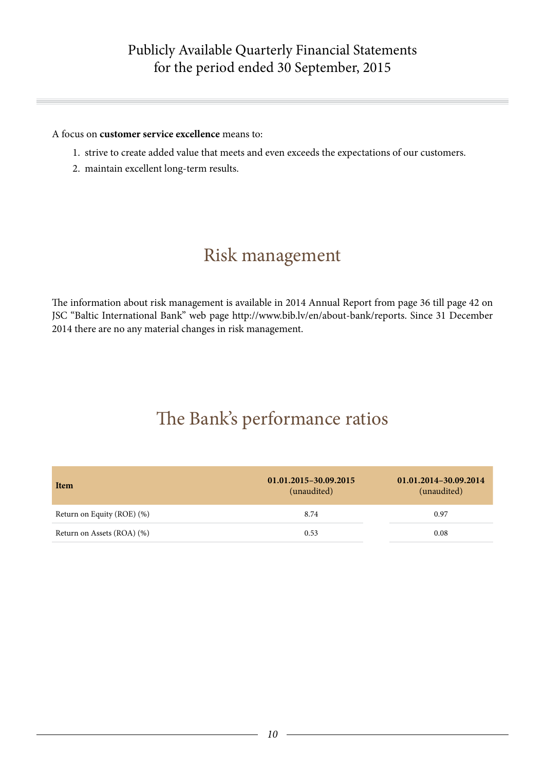A focus on **customer service excellence** means to:

1. strive to create added value that meets and even exceeds the expectations of our customers.
2. maintain excellent long-term results.

# Risk management

The information about risk management is available in 2014 Annual Report from page 36 till page 42 on JSC "Baltic International Bank" web page http://www.bib.lv/en/about-bank/reports. Since 31 December 2014 there are no any material changes in risk management.

# The Bank's performance ratios

| Item | 01.01.2015–30.09.2015 (unaudited) | 01.01.2014–30.09.2014 (unaudited) |
|---|---|---|
| Return on Equity (ROE) (%) | 8.74 | 0.97 |
| Return on Assets (ROA) (%) | 0.53 | 0.08 |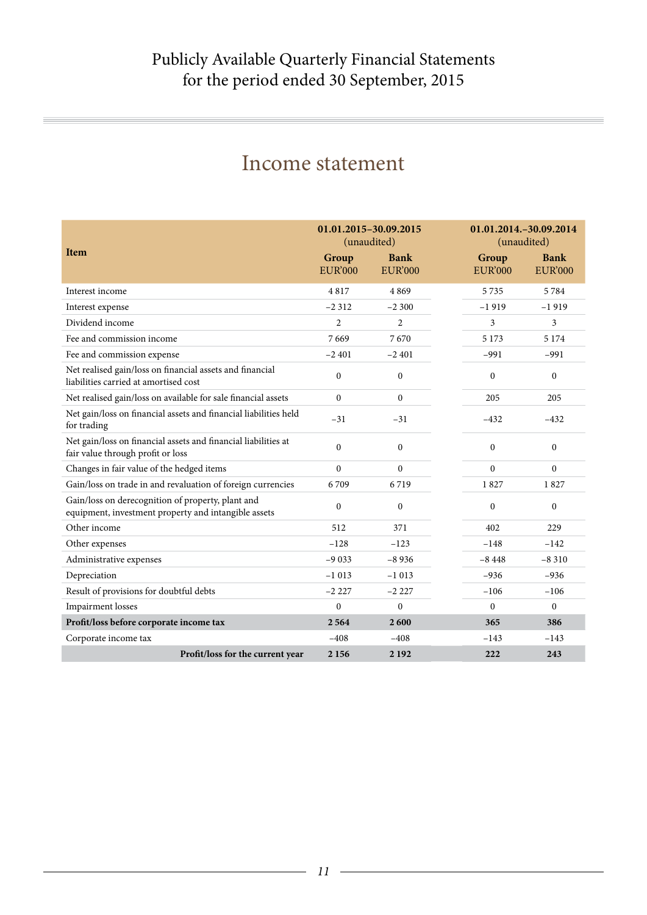Publicly Available Quarterly Financial Statements
for the period ended 30 September, 2015

# Income statement

| Item | 01.01.2015–30.09.2015 (unaudited) | | 01.01.2014.–30.09.2014 (unaudited) | |
|---|---|---|---|---|
| | Group EUR'000 | Bank EUR'000 | Group EUR'000 | Bank EUR'000 |
| Interest income | 4 817 | 4 869 | 5 735 | 5 784 |
| Interest expense | –2 312 | –2 300 | –1 919 | –1 919 |
| Dividend income | 2 | 2 | 3 | 3 |
| Fee and commission income | 7 669 | 7 670 | 5 173 | 5 174 |
| Fee and commission expense | –2 401 | –2 401 | –991 | –991 |
| Net realised gain/loss on financial assets and financial liabilities carried at amortised cost | 0 | 0 | 0 | 0 |
| Net realised gain/loss on available for sale financial assets | 0 | 0 | 205 | 205 |
| Net gain/loss on financial assets and financial liabilities held for trading | –31 | –31 | –432 | –432 |
| Net gain/loss on financial assets and financial liabilities at fair value through profit or loss | 0 | 0 | 0 | 0 |
| Changes in fair value of the hedged items | 0 | 0 | 0 | 0 |
| Gain/loss on trade in and revaluation of foreign currencies | 6 709 | 6 719 | 1 827 | 1 827 |
| Gain/loss on derecognition of property, plant and equipment, investment property and intangible assets | 0 | 0 | 0 | 0 |
| Other income | 512 | 371 | 402 | 229 |
| Other expenses | –128 | –123 | –148 | –142 |
| Administrative expenses | –9 033 | –8 936 | –8 448 | –8 310 |
| Depreciation | –1 013 | –1 013 | –936 | –936 |
| Result of provisions for doubtful debts | –2 227 | –2 227 | –106 | –106 |
| Impairment losses | 0 | 0 | 0 | 0 |
| **Profit/loss before corporate income tax** | **2 564** | **2 600** | **365** | **386** |
| Corporate income tax | –408 | –408 | –143 | –143 |
| **Profit/loss for the current year** | **2 156** | **2 192** | **222** | **243** |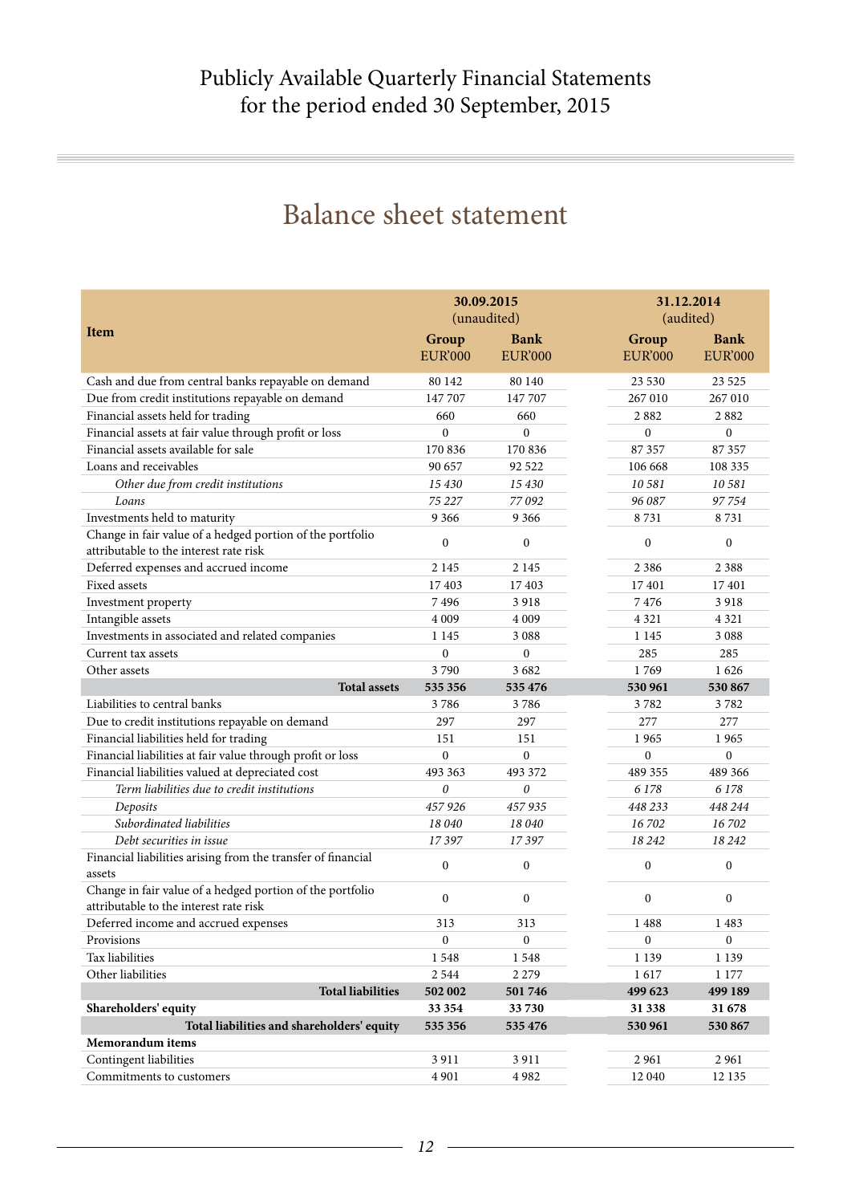# Publicly Available Quarterly Financial Statements for the period ended 30 September, 2015

## Balance sheet statement

| Item | 30.09.2015 (unaudited) | | 31.12.2014 (audited) | |
|---|---|---|---|---|
| | Group EUR'000 | Bank EUR'000 | Group EUR'000 | Bank EUR'000 |
| Cash and due from central banks repayable on demand | 80 142 | 80 140 | 23 530 | 23 525 |
| Due from credit institutions repayable on demand | 147 707 | 147 707 | 267 010 | 267 010 |
| Financial assets held for trading | 660 | 660 | 2 882 | 2 882 |
| Financial assets at fair value through profit or loss | 0 | 0 | 0 | 0 |
| Financial assets available for sale | 170 836 | 170 836 | 87 357 | 87 357 |
| Loans and receivables | 90 657 | 92 522 | 106 668 | 108 335 |
| *Other due from credit institutions* | *15 430* | *15 430* | *10 581* | *10 581* |
| *Loans* | *75 227* | *77 092* | *96 087* | *97 754* |
| Investments held to maturity | 9 366 | 9 366 | 8 731 | 8 731 |
| Change in fair value of a hedged portion of the portfolio attributable to the interest rate risk | 0 | 0 | 0 | 0 |
| Deferred expenses and accrued income | 2 145 | 2 145 | 2 386 | 2 388 |
| Fixed assets | 17 403 | 17 403 | 17 401 | 17 401 |
| Investment property | 7 496 | 3 918 | 7 476 | 3 918 |
| Intangible assets | 4 009 | 4 009 | 4 321 | 4 321 |
| Investments in associated and related companies | 1 145 | 3 088 | 1 145 | 3 088 |
| Current tax assets | 0 | 0 | 285 | 285 |
| Other assets | 3 790 | 3 682 | 1 769 | 1 626 |
| **Total assets** | **535 356** | **535 476** | **530 961** | **530 867** |
| Liabilities to central banks | 3 786 | 3 786 | 3 782 | 3 782 |
| Due to credit institutions repayable on demand | 297 | 297 | 277 | 277 |
| Financial liabilities held for trading | 151 | 151 | 1 965 | 1 965 |
| Financial liabilities at fair value through profit or loss | 0 | 0 | 0 | 0 |
| Financial liabilities valued at depreciated cost | 493 363 | 493 372 | 489 355 | 489 366 |
| *Term liabilities due to credit institutions* | *0* | *0* | *6 178* | *6 178* |
| *Deposits* | *457 926* | *457 935* | *448 233* | *448 244* |
| *Subordinated liabilities* | *18 040* | *18 040* | *16 702* | *16 702* |
| *Debt securities in issue* | *17 397* | *17 397* | *18 242* | *18 242* |
| Financial liabilities arising from the transfer of financial assets | 0 | 0 | 0 | 0 |
| Change in fair value of a hedged portion of the portfolio attributable to the interest rate risk | 0 | 0 | 0 | 0 |
| Deferred income and accrued expenses | 313 | 313 | 1 488 | 1 483 |
| Provisions | 0 | 0 | 0 | 0 |
| Tax liabilities | 1 548 | 1 548 | 1 139 | 1 139 |
| Other liabilities | 2 544 | 2 279 | 1 617 | 1 177 |
| **Total liabilities** | **502 002** | **501 746** | **499 623** | **499 189** |
| **Shareholders' equity** | **33 354** | **33 730** | **31 338** | **31 678** |
| **Total liabilities and shareholders' equity** | **535 356** | **535 476** | **530 961** | **530 867** |
| **Memorandum items** | | | | |
| Contingent liabilities | 3 911 | 3 911 | 2 961 | 2 961 |
| Commitments to customers | 4 901 | 4 982 | 12 040 | 12 135 |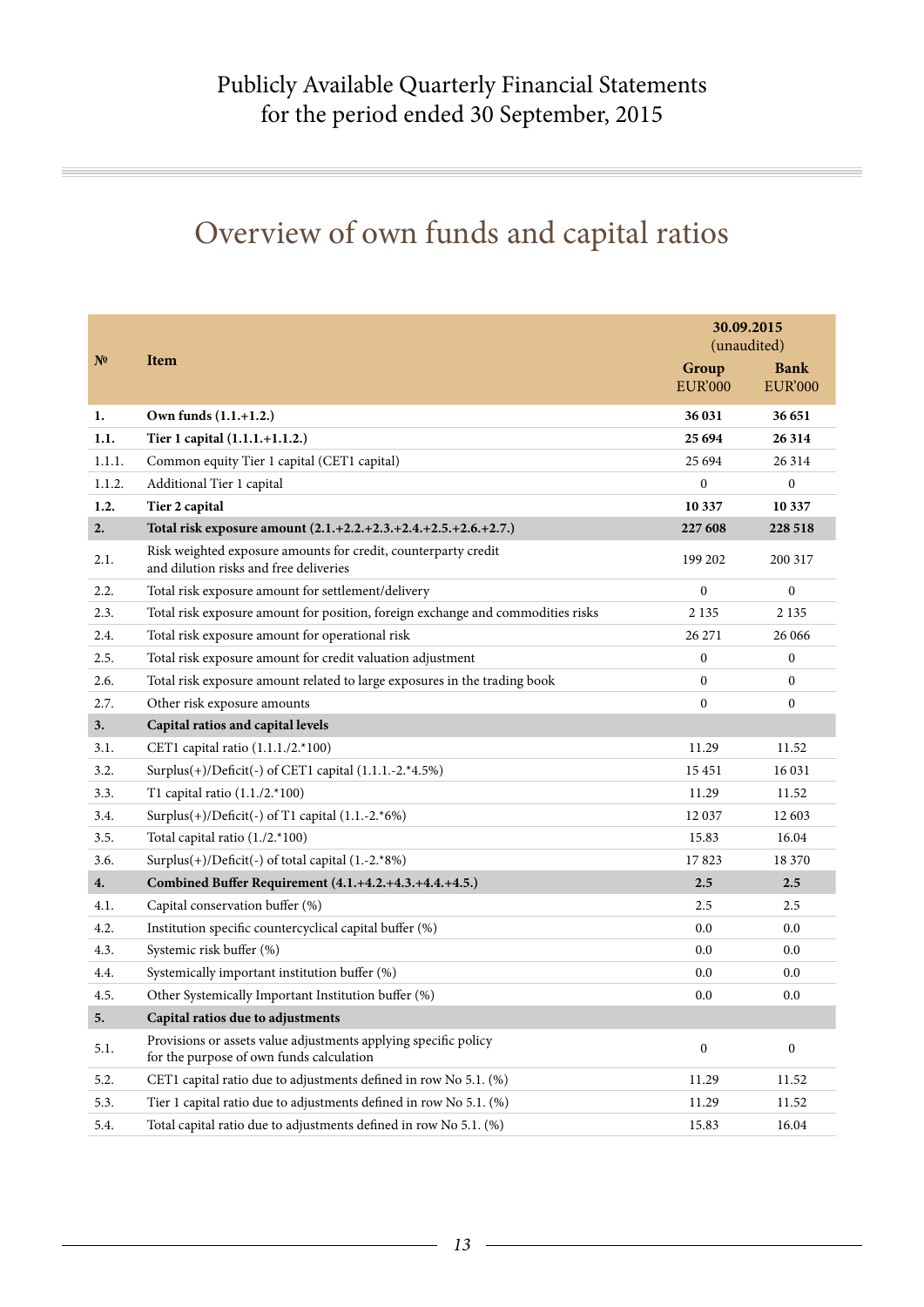# Publicly Available Quarterly Financial Statements for the period ended 30 September, 2015

## Overview of own funds and capital ratios

| № | Item | 30.09.2015 (unaudited) Group EUR'000 | Bank EUR'000 |
|---|---|---|---|
| **1.** | **Own funds (1.1.+1.2.)** | **36 031** | **36 651** |
| **1.1.** | **Tier 1 capital (1.1.1.+1.1.2.)** | **25 694** | **26 314** |
| 1.1.1. | Common equity Tier 1 capital (CET1 capital) | 25 694 | 26 314 |
| 1.1.2. | Additional Tier 1 capital | 0 | 0 |
| **1.2.** | **Tier 2 capital** | **10 337** | **10 337** |
| **2.** | **Total risk exposure amount (2.1.+2.2.+2.3.+2.4.+2.5.+2.6.+2.7.)** | **227 608** | **228 518** |
| 2.1. | Risk weighted exposure amounts for credit, counterparty credit and dilution risks and free deliveries | 199 202 | 200 317 |
| 2.2. | Total risk exposure amount for settlement/delivery | 0 | 0 |
| 2.3. | Total risk exposure amount for position, foreign exchange and commodities risks | 2 135 | 2 135 |
| 2.4. | Total risk exposure amount for operational risk | 26 271 | 26 066 |
| 2.5. | Total risk exposure amount for credit valuation adjustment | 0 | 0 |
| 2.6. | Total risk exposure amount related to large exposures in the trading book | 0 | 0 |
| 2.7. | Other risk exposure amounts | 0 | 0 |
| **3.** | **Capital ratios and capital levels** | | |
| 3.1. | CET1 capital ratio (1.1.1./2.*100) | 11.29 | 11.52 |
| 3.2. | Surplus(+)/Deficit(-) of CET1 capital (1.1.1.-2.*4.5%) | 15 451 | 16 031 |
| 3.3. | T1 capital ratio (1.1./2.*100) | 11.29 | 11.52 |
| 3.4. | Surplus(+)/Deficit(-) of T1 capital (1.1.-2.*6%) | 12 037 | 12 603 |
| 3.5. | Total capital ratio (1./2.*100) | 15.83 | 16.04 |
| 3.6. | Surplus(+)/Deficit(-) of total capital (1.-2.*8%) | 17 823 | 18 370 |
| **4.** | **Combined Buffer Requirement (4.1.+4.2.+4.3.+4.4.+4.5.)** | **2.5** | **2.5** |
| 4.1. | Capital conservation buffer (%) | 2.5 | 2.5 |
| 4.2. | Institution specific countercyclical capital buffer (%) | 0.0 | 0.0 |
| 4.3. | Systemic risk buffer (%) | 0.0 | 0.0 |
| 4.4. | Systemically important institution buffer (%) | 0.0 | 0.0 |
| 4.5. | Other Systemically Important Institution buffer (%) | 0.0 | 0.0 |
| **5.** | **Capital ratios due to adjustments** | | |
| 5.1. | Provisions or assets value adjustments applying specific policy for the purpose of own funds calculation | 0 | 0 |
| 5.2. | CET1 capital ratio due to adjustments defined in row No 5.1. (%) | 11.29 | 11.52 |
| 5.3. | Tier 1 capital ratio due to adjustments defined in row No 5.1. (%) | 11.29 | 11.52 |
| 5.4. | Total capital ratio due to adjustments defined in row No 5.1. (%) | 15.83 | 16.04 |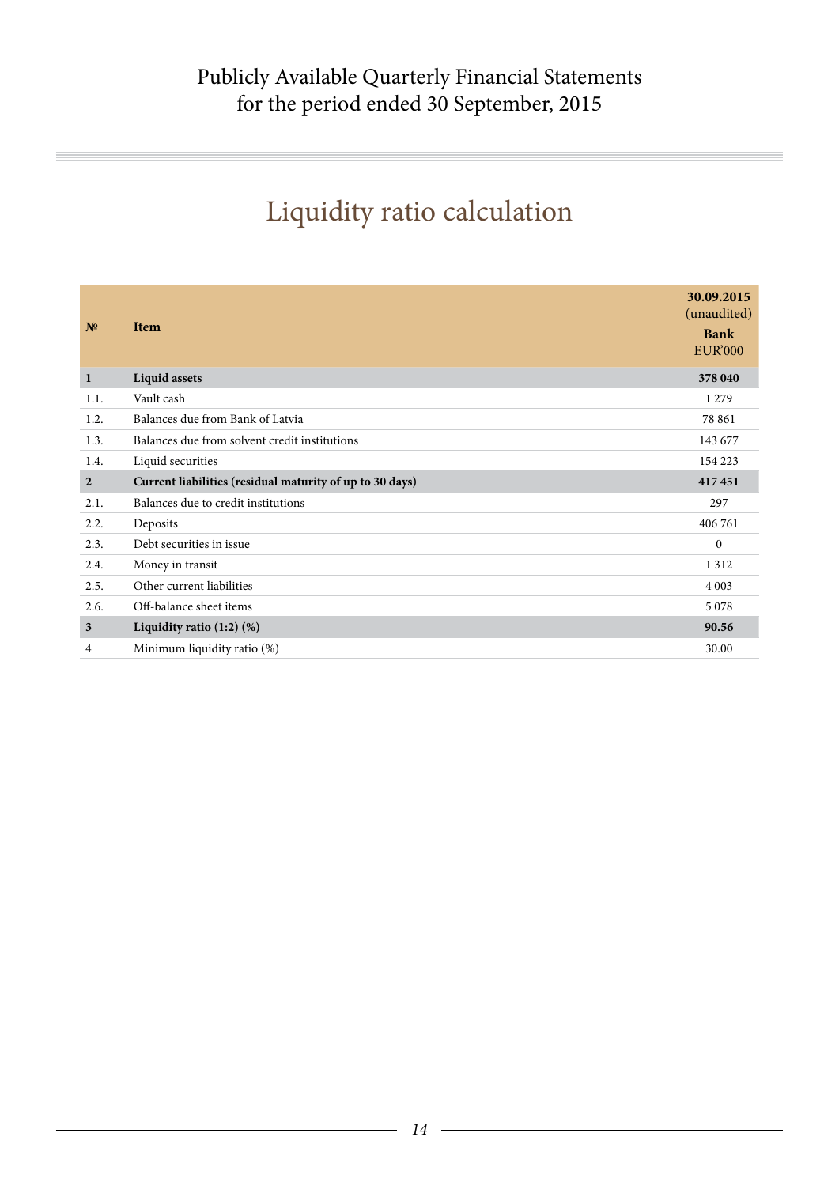Publicly Available Quarterly Financial Statements
for the period ended 30 September, 2015

# Liquidity ratio calculation

| № | Item | 30.09.2015 (unaudited) Bank EUR'000 |
|---|---|---|
| **1** | **Liquid assets** | **378 040** |
| 1.1. | Vault cash | 1 279 |
| 1.2. | Balances due from Bank of Latvia | 78 861 |
| 1.3. | Balances due from solvent credit institutions | 143 677 |
| 1.4. | Liquid securities | 154 223 |
| **2** | **Current liabilities (residual maturity of up to 30 days)** | **417 451** |
| 2.1. | Balances due to credit institutions | 297 |
| 2.2. | Deposits | 406 761 |
| 2.3. | Debt securities in issue | 0 |
| 2.4. | Money in transit | 1 312 |
| 2.5. | Other current liabilities | 4 003 |
| 2.6. | Off-balance sheet items | 5 078 |
| **3** | **Liquidity ratio (1:2) (%)** | **90.56** |
| 4 | Minimum liquidity ratio (%) | 30.00 |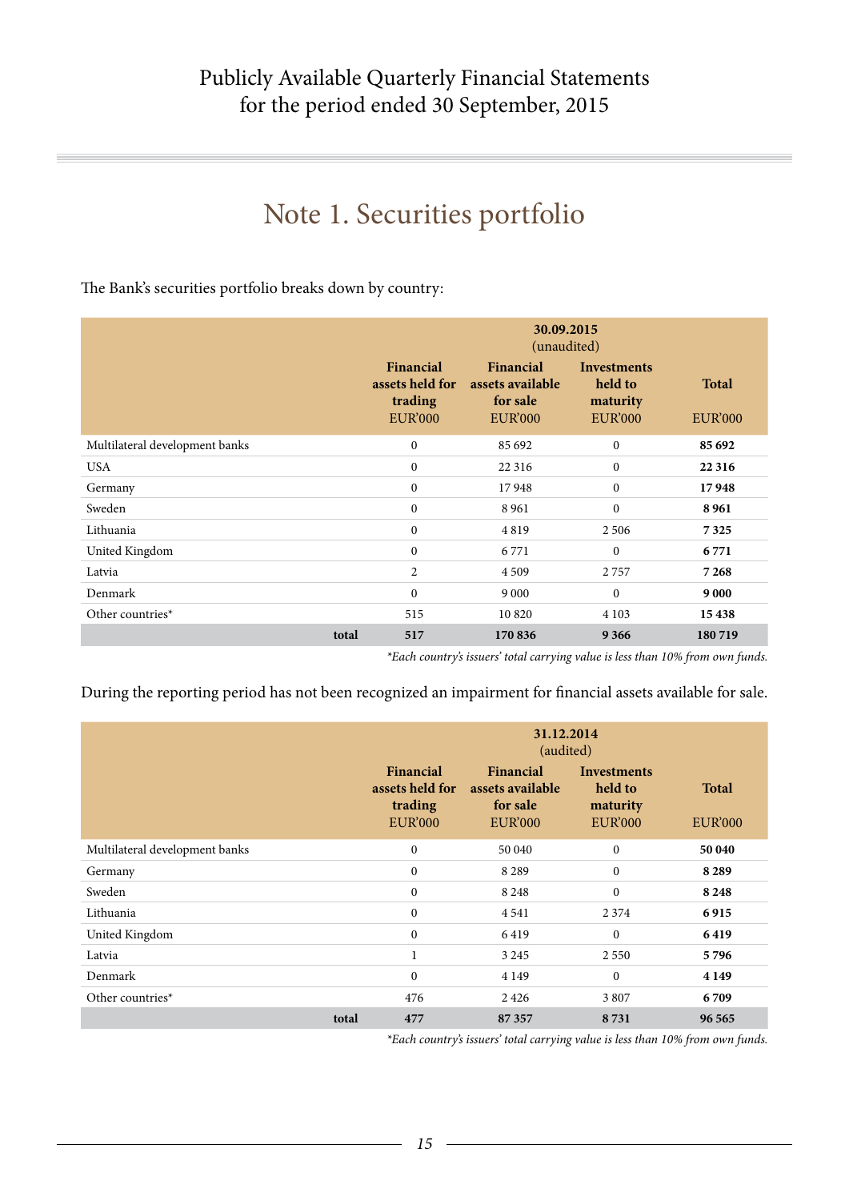# Note 1. Securities portfolio

The Bank's securities portfolio breaks down by country:

| | 30.09.2015 (unaudited) | | | |
|---|---|---|---|---|
| | **Financial assets held for trading** EUR'000 | **Financial assets available for sale** EUR'000 | **Investments held to maturity** EUR'000 | **Total** EUR'000 |
| Multilateral development banks | 0 | 85 692 | 0 | **85 692** |
| USA | 0 | 22 316 | 0 | **22 316** |
| Germany | 0 | 17 948 | 0 | **17 948** |
| Sweden | 0 | 8 961 | 0 | **8 961** |
| Lithuania | 0 | 4 819 | 2 506 | **7 325** |
| United Kingdom | 0 | 6 771 | 0 | **6 771** |
| Latvia | 2 | 4 509 | 2 757 | **7 268** |
| Denmark | 0 | 9 000 | 0 | **9 000** |
| Other countries* | 515 | 10 820 | 4 103 | **15 438** |
| **total** | **517** | **170 836** | **9 366** | **180 719** |

*\*Each country's issuers' total carrying value is less than 10% from own funds.*

During the reporting period has not been recognized an impairment for financial assets available for sale.

| | 31.12.2014 (audited) | | | |
|---|---|---|---|---|
| | **Financial assets held for trading** EUR'000 | **Financial assets available for sale** EUR'000 | **Investments held to maturity** EUR'000 | **Total** EUR'000 |
| Multilateral development banks | 0 | 50 040 | 0 | **50 040** |
| Germany | 0 | 8 289 | 0 | **8 289** |
| Sweden | 0 | 8 248 | 0 | **8 248** |
| Lithuania | 0 | 4 541 | 2 374 | **6 915** |
| United Kingdom | 0 | 6 419 | 0 | **6 419** |
| Latvia | 1 | 3 245 | 2 550 | **5 796** |
| Denmark | 0 | 4 149 | 0 | **4 149** |
| Other countries* | 476 | 2 426 | 3 807 | **6 709** |
| **total** | **477** | **87 357** | **8 731** | **96 565** |

*\*Each country's issuers' total carrying value is less than 10% from own funds.*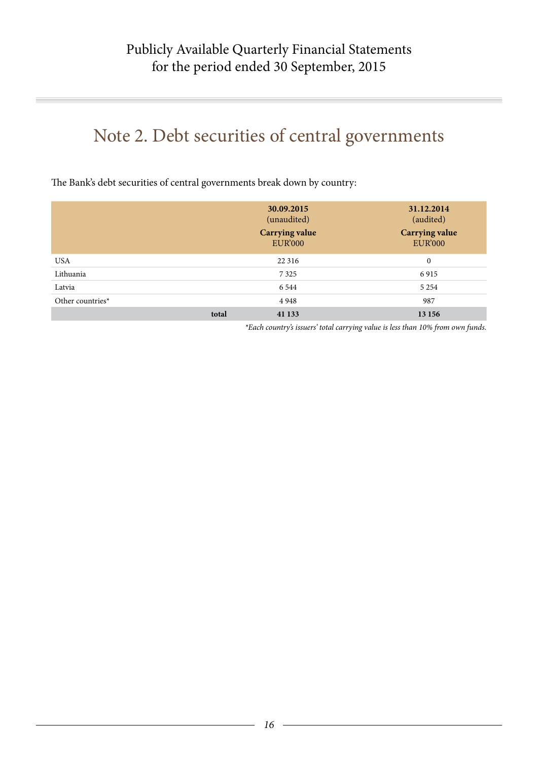# Note 2. Debt securities of central governments

The Bank's debt securities of central governments break down by country:

| | 30.09.2015 (unaudited) Carrying value EUR'000 | 31.12.2014 (audited) Carrying value EUR'000 |
|---|---|---|
| USA | 22 316 | 0 |
| Lithuania | 7 325 | 6 915 |
| Latvia | 6 544 | 5 254 |
| Other countries* | 4 948 | 987 |
| **total** | **41 133** | **13 156** |

*\*Each country's issuers' total carrying value is less than 10% from own funds.*